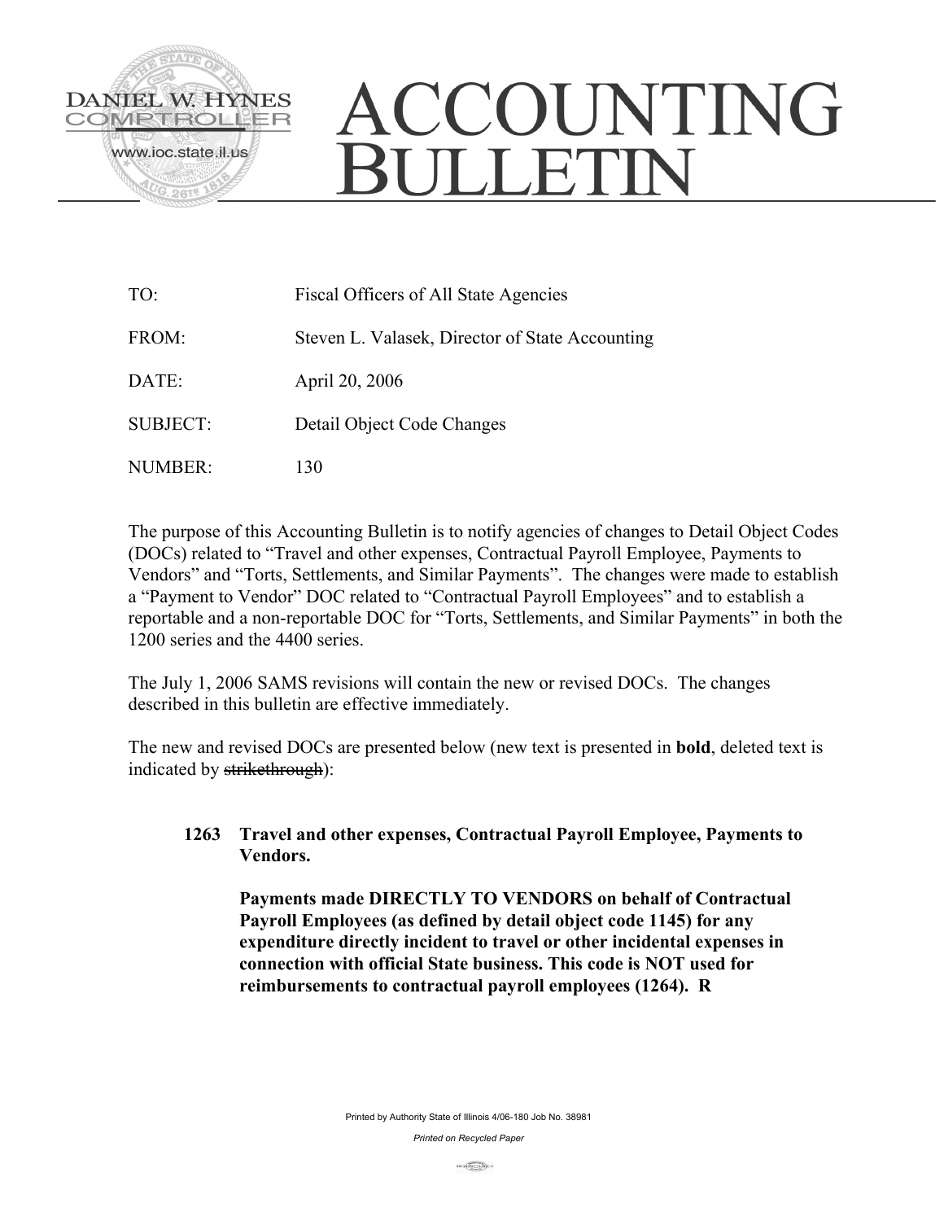DANIEL W. HYNES
COMPTROLLER
www.ioc.state.il.us

# ACCOUNTING BULLETIN

TO: Fiscal Officers of All State Agencies

FROM: Steven L. Valasek, Director of State Accounting

DATE: April 20, 2006

SUBJECT: Detail Object Code Changes

NUMBER: 130

The purpose of this Accounting Bulletin is to notify agencies of changes to Detail Object Codes (DOCs) related to "Travel and other expenses, Contractual Payroll Employee, Payments to Vendors" and "Torts, Settlements, and Similar Payments". The changes were made to establish a "Payment to Vendor" DOC related to "Contractual Payroll Employees" and to establish a reportable and a non-reportable DOC for "Torts, Settlements, and Similar Payments" in both the 1200 series and the 4400 series.

The July 1, 2006 SAMS revisions will contain the new or revised DOCs. The changes described in this bulletin are effective immediately.

The new and revised DOCs are presented below (new text is presented in **bold**, deleted text is indicated by ~~strikethrough~~):

**1263 Travel and other expenses, Contractual Payroll Employee, Payments to Vendors.**

**Payments made DIRECTLY TO VENDORS on behalf of Contractual Payroll Employees (as defined by detail object code 1145) for any expenditure directly incident to travel or other incidental expenses in connection with official State business. This code is NOT used for reimbursements to contractual payroll employees (1264). R**

Printed by Authority State of Illinois 4/06-180 Job No. 38981

*Printed on Recycled Paper*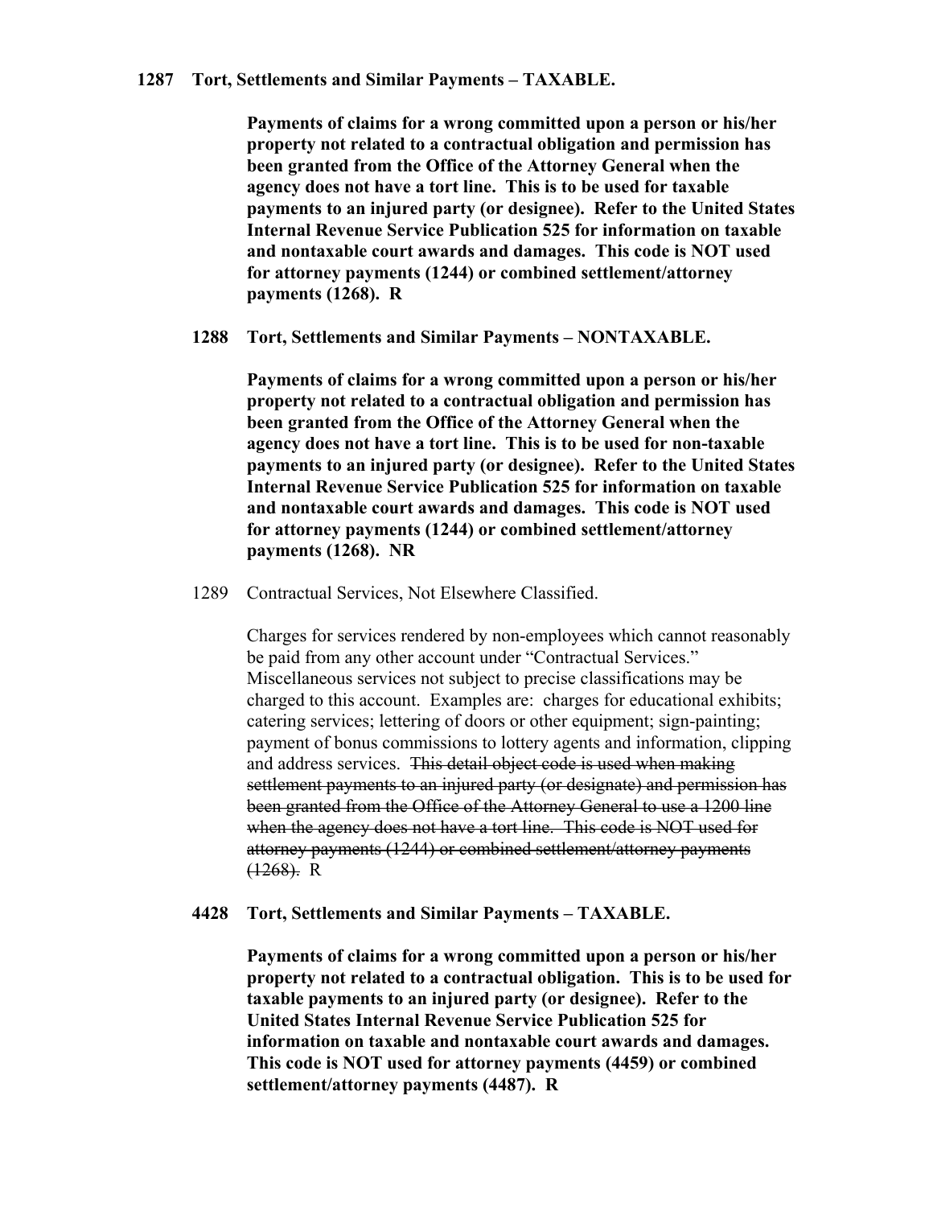**1287 Tort, Settlements and Similar Payments – TAXABLE.**

**Payments of claims for a wrong committed upon a person or his/her property not related to a contractual obligation and permission has been granted from the Office of the Attorney General when the agency does not have a tort line. This is to be used for taxable payments to an injured party (or designee). Refer to the United States Internal Revenue Service Publication 525 for information on taxable and nontaxable court awards and damages. This code is NOT used for attorney payments (1244) or combined settlement/attorney payments (1268). R**

**1288 Tort, Settlements and Similar Payments – NONTAXABLE.**

**Payments of claims for a wrong committed upon a person or his/her property not related to a contractual obligation and permission has been granted from the Office of the Attorney General when the agency does not have a tort line. This is to be used for non-taxable payments to an injured party (or designee). Refer to the United States Internal Revenue Service Publication 525 for information on taxable and nontaxable court awards and damages. This code is NOT used for attorney payments (1244) or combined settlement/attorney payments (1268). NR**

1289 Contractual Services, Not Elsewhere Classified.

Charges for services rendered by non-employees which cannot reasonably be paid from any other account under "Contractual Services." Miscellaneous services not subject to precise classifications may be charged to this account. Examples are: charges for educational exhibits; catering services; lettering of doors or other equipment; sign-painting; payment of bonus commissions to lottery agents and information, clipping and address services. ~~This detail object code is used when making settlement payments to an injured party (or designate) and permission has been granted from the Office of the Attorney General to use a 1200 line when the agency does not have a tort line. This code is NOT used for attorney payments (1244) or combined settlement/attorney payments (1268).~~ R

**4428 Tort, Settlements and Similar Payments – TAXABLE.**

**Payments of claims for a wrong committed upon a person or his/her property not related to a contractual obligation. This is to be used for taxable payments to an injured party (or designee). Refer to the United States Internal Revenue Service Publication 525 for information on taxable and nontaxable court awards and damages. This code is NOT used for attorney payments (4459) or combined settlement/attorney payments (4487). R**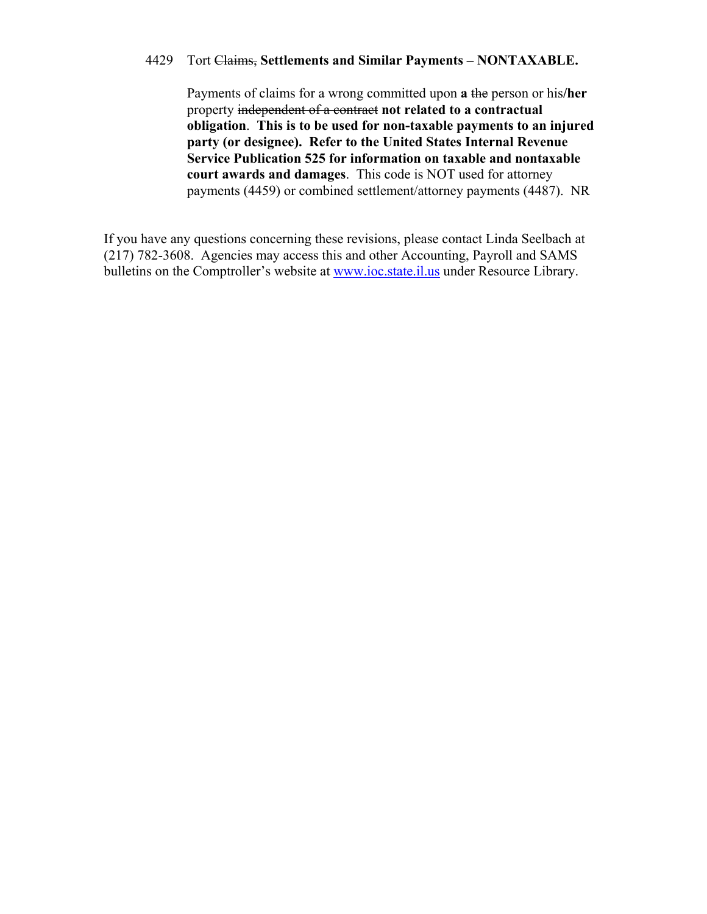4429 Tort ~~Claims,~~ **Settlements and Similar Payments – NONTAXABLE.**

Payments of claims for a wrong committed upon **a** ~~the~~ person or his**/her** property ~~independent of a contract~~ **not related to a contractual obligation**. **This is to be used for non-taxable payments to an injured party (or designee). Refer to the United States Internal Revenue Service Publication 525 for information on taxable and nontaxable court awards and damages**. This code is NOT used for attorney payments (4459) or combined settlement/attorney payments (4487). NR

If you have any questions concerning these revisions, please contact Linda Seelbach at (217) 782-3608. Agencies may access this and other Accounting, Payroll and SAMS bulletins on the Comptroller's website at [www.ioc.state.il.us](http://www.ioc.state.il.us) under Resource Library.